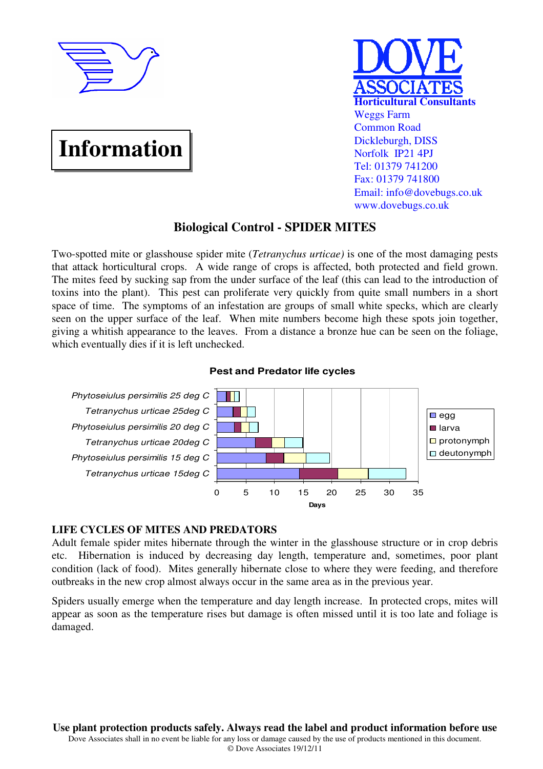# Information

**DOVE ASSOCIATES**
**Horticultural Consultants**
Weggs Farm
Common Road
Dickleburgh, DISS
Norfolk IP21 4PJ
Tel: 01379 741200
Fax: 01379 741800
Email: info@dovebugs.co.uk
www.dovebugs.co.uk

## Biological Control - SPIDER MITES

Two-spotted mite or glasshouse spider mite (*Tetranychus urticae)* is one of the most damaging pests that attack horticultural crops. A wide range of crops is affected, both protected and field grown. The mites feed by sucking sap from the under surface of the leaf (this can lead to the introduction of toxins into the plant). This pest can proliferate very quickly from quite small numbers in a short space of time. The symptoms of an infestation are groups of small white specks, which are clearly seen on the upper surface of the leaf. When mite numbers become high these spots join together, giving a whitish appearance to the leaves. From a distance a bronze hue can be seen on the foliage, which eventually dies if it is left unchecked.

**Pest and Predator life cycles**

Chart (stacked bars; legend: egg, larva, protonymph, deutonymph; x-axis: Days, 0–35):
- *Phytoseiulus persimilis 25 deg C*
- *Tetranychus urticae 25deg C*
- *Phytoseiulus persimilis 20 deg C*
- *Tetranychus urticae 20deg C*
- *Phytoseiulus persimilis 15 deg C*
- *Tetranychus urticae 15deg C*

### LIFE CYCLES OF MITES AND PREDATORS

Adult female spider mites hibernate through the winter in the glasshouse structure or in crop debris etc. Hibernation is induced by decreasing day length, temperature and, sometimes, poor plant condition (lack of food). Mites generally hibernate close to where they were feeding, and therefore outbreaks in the new crop almost always occur in the same area as in the previous year.

Spiders usually emerge when the temperature and day length increase. In protected crops, mites will appear as soon as the temperature rises but damage is often missed until it is too late and foliage is damaged.

**Use plant protection products safely. Always read the label and product information before use**

Dove Associates shall in no event be liable for any loss or damage caused by the use of products mentioned in this document.
© Dove Associates 19/12/11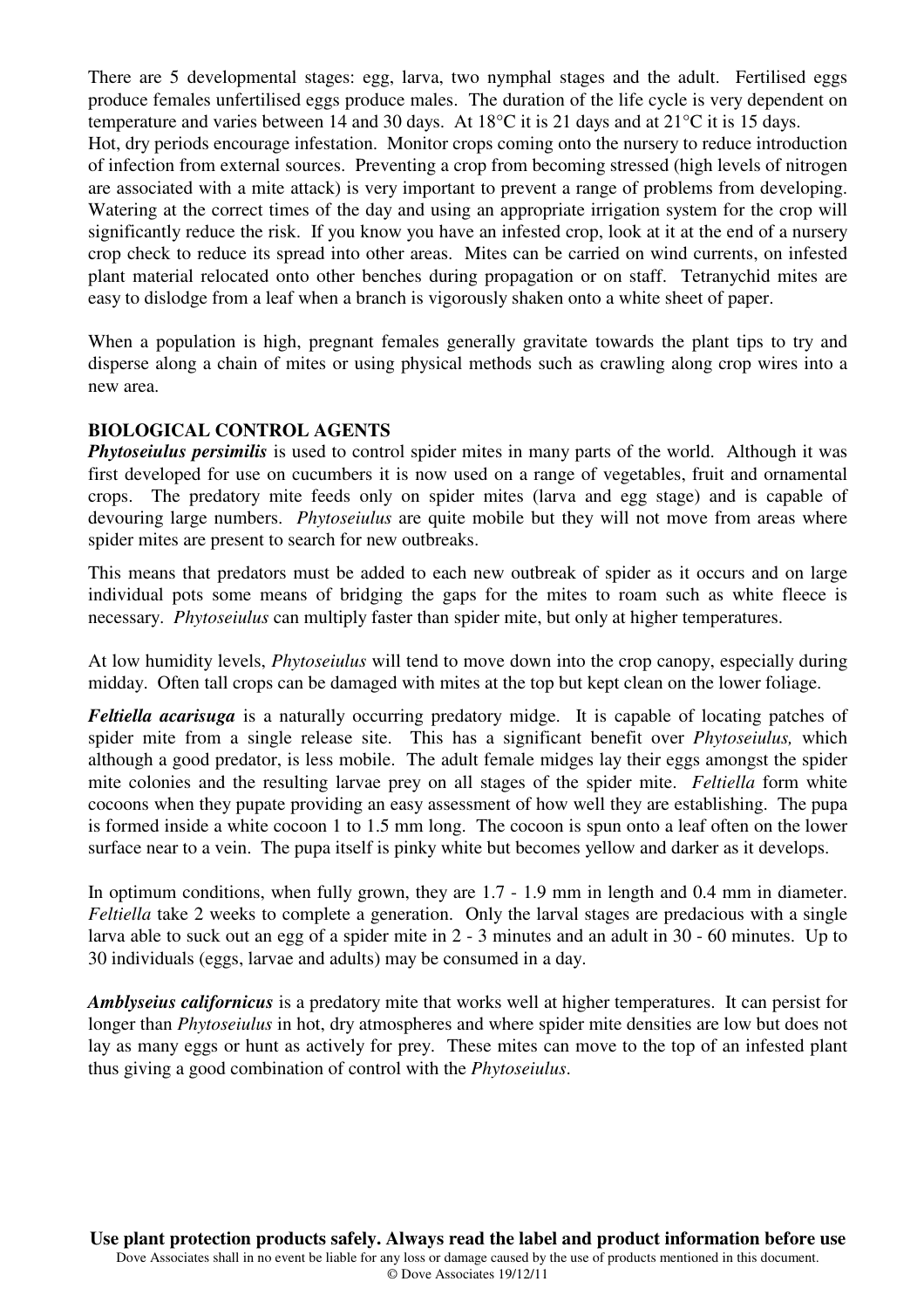There are 5 developmental stages: egg, larva, two nymphal stages and the adult. Fertilised eggs produce females unfertilised eggs produce males. The duration of the life cycle is very dependent on temperature and varies between 14 and 30 days. At 18°C it is 21 days and at 21°C it is 15 days.
Hot, dry periods encourage infestation. Monitor crops coming onto the nursery to reduce introduction of infection from external sources. Preventing a crop from becoming stressed (high levels of nitrogen are associated with a mite attack) is very important to prevent a range of problems from developing. Watering at the correct times of the day and using an appropriate irrigation system for the crop will significantly reduce the risk. If you know you have an infested crop, look at it at the end of a nursery crop check to reduce its spread into other areas. Mites can be carried on wind currents, on infested plant material relocated onto other benches during propagation or on staff. Tetranychid mites are easy to dislodge from a leaf when a branch is vigorously shaken onto a white sheet of paper.

When a population is high, pregnant females generally gravitate towards the plant tips to try and disperse along a chain of mites or using physical methods such as crawling along crop wires into a new area.

**BIOLOGICAL CONTROL AGENTS**

***Phytoseiulus persimilis*** is used to control spider mites in many parts of the world. Although it was first developed for use on cucumbers it is now used on a range of vegetables, fruit and ornamental crops. The predatory mite feeds only on spider mites (larva and egg stage) and is capable of devouring large numbers. *Phytoseiulus* are quite mobile but they will not move from areas where spider mites are present to search for new outbreaks.

This means that predators must be added to each new outbreak of spider as it occurs and on large individual pots some means of bridging the gaps for the mites to roam such as white fleece is necessary. *Phytoseiulus* can multiply faster than spider mite, but only at higher temperatures.

At low humidity levels, *Phytoseiulus* will tend to move down into the crop canopy, especially during midday. Often tall crops can be damaged with mites at the top but kept clean on the lower foliage.

***Feltiella acarisuga*** is a naturally occurring predatory midge. It is capable of locating patches of spider mite from a single release site. This has a significant benefit over *Phytoseiulus,* which although a good predator, is less mobile. The adult female midges lay their eggs amongst the spider mite colonies and the resulting larvae prey on all stages of the spider mite. *Feltiella* form white cocoons when they pupate providing an easy assessment of how well they are establishing. The pupa is formed inside a white cocoon 1 to 1.5 mm long. The cocoon is spun onto a leaf often on the lower surface near to a vein. The pupa itself is pinky white but becomes yellow and darker as it develops.

In optimum conditions, when fully grown, they are 1.7 - 1.9 mm in length and 0.4 mm in diameter. *Feltiella* take 2 weeks to complete a generation. Only the larval stages are predacious with a single larva able to suck out an egg of a spider mite in 2 - 3 minutes and an adult in 30 - 60 minutes. Up to 30 individuals (eggs, larvae and adults) may be consumed in a day.

***Amblyseius californicus*** is a predatory mite that works well at higher temperatures. It can persist for longer than *Phytoseiulus* in hot, dry atmospheres and where spider mite densities are low but does not lay as many eggs or hunt as actively for prey. These mites can move to the top of an infested plant thus giving a good combination of control with the *Phytoseiulus*.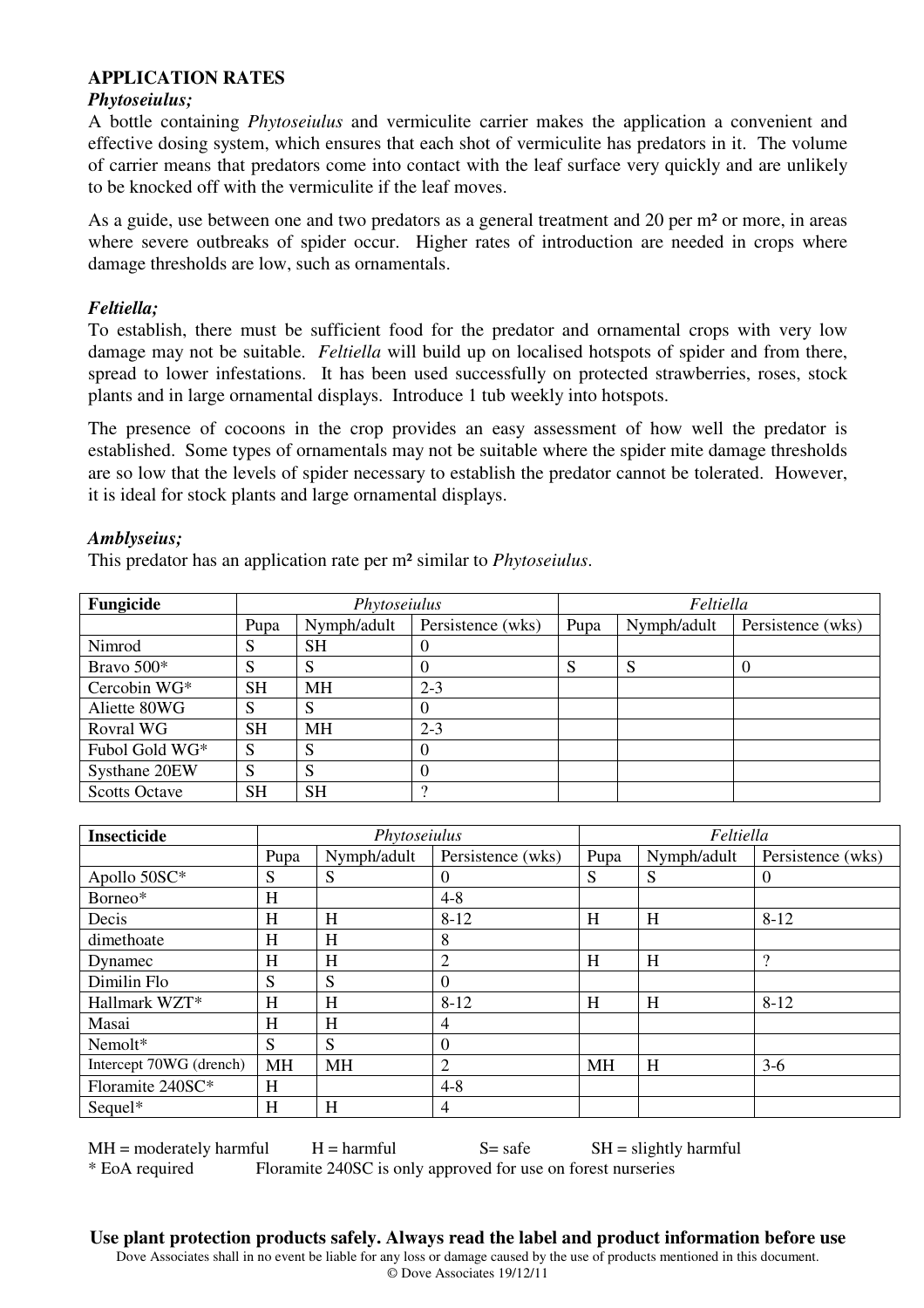**APPLICATION RATES**

***Phytoseiulus;***

A bottle containing *Phytoseiulus* and vermiculite carrier makes the application a convenient and effective dosing system, which ensures that each shot of vermiculite has predators in it. The volume of carrier means that predators come into contact with the leaf surface very quickly and are unlikely to be knocked off with the vermiculite if the leaf moves.

As a guide, use between one and two predators as a general treatment and 20 per m² or more, in areas where severe outbreaks of spider occur. Higher rates of introduction are needed in crops where damage thresholds are low, such as ornamentals.

***Feltiella;***

To establish, there must be sufficient food for the predator and ornamental crops with very low damage may not be suitable. *Feltiella* will build up on localised hotspots of spider and from there, spread to lower infestations. It has been used successfully on protected strawberries, roses, stock plants and in large ornamental displays. Introduce 1 tub weekly into hotspots.

The presence of cocoons in the crop provides an easy assessment of how well the predator is established. Some types of ornamentals may not be suitable where the spider mite damage thresholds are so low that the levels of spider necessary to establish the predator cannot be tolerated. However, it is ideal for stock plants and large ornamental displays.

***Amblyseius;***

This predator has an application rate per m² similar to *Phytoseiulus*.

| **Fungicide** | *Phytoseiulus* | | | *Feltiella* | | |
|---|---|---|---|---|---|---|
| | Pupa | Nymph/adult | Persistence (wks) | Pupa | Nymph/adult | Persistence (wks) |
| Nimrod | S | SH | 0 | | | |
| Bravo 500* | S | S | 0 | S | S | 0 |
| Cercobin WG* | SH | MH | 2-3 | | | |
| Aliette 80WG | S | S | 0 | | | |
| Rovral WG | SH | MH | 2-3 | | | |
| Fubol Gold WG* | S | S | 0 | | | |
| Systhane 20EW | S | S | 0 | | | |
| Scotts Octave | SH | SH | ? | | | |

| **Insecticide** | *Phytoseiulus* | | | *Feltiella* | | |
|---|---|---|---|---|---|---|
| | Pupa | Nymph/adult | Persistence (wks) | Pupa | Nymph/adult | Persistence (wks) |
| Apollo 50SC* | S | S | 0 | S | S | 0 |
| Borneo* | H | | 4-8 | | | |
| Decis | H | H | 8-12 | H | H | 8-12 |
| dimethoate | H | H | 8 | | | |
| Dynamec | H | H | 2 | H | H | ? |
| Dimilin Flo | S | S | 0 | | | |
| Hallmark WZT* | H | H | 8-12 | H | H | 8-12 |
| Masai | H | H | 4 | | | |
| Nemolt* | S | S | 0 | | | |
| Intercept 70WG (drench) | MH | MH | 2 | MH | H | 3-6 |
| Floramite 240SC* | H | | 4-8 | | | |
| Sequel* | H | H | 4 | | | |

MH = moderately harmful H = harmful S= safe SH = slightly harmful

\* EoA required Floramite 240SC is only approved for use on forest nurseries

**Use plant protection products safely. Always read the label and product information before use**

Dove Associates shall in no event be liable for any loss or damage caused by the use of products mentioned in this document.

© Dove Associates 19/12/11